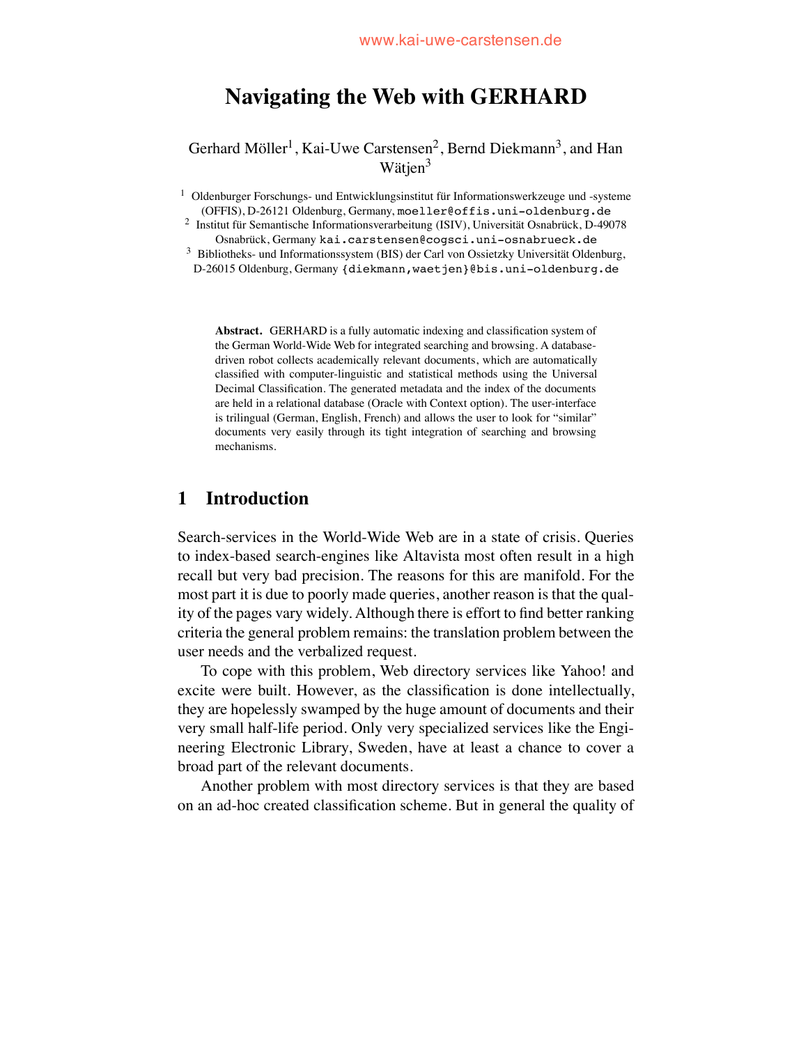# Navigating the Web with GERHARD

Gerhard Möller[1], Kai-Uwe Carstensen[2], Bernd Diekmann[3], and Han Wätjen[3]

[1] Oldenburger Forschungs- und Entwicklungsinstitut für Informationswerkzeuge und -systeme (OFFIS), D-26121 Oldenburg, Germany, moeller@offis.uni-oldenburg.de

[2] Institut für Semantische Informationsverarbeitung (ISIV), Universität Osnabrück, D-49078 Osnabrück, Germany kai.carstensen@cogsci.uni-osnabrueck.de

[3] Bibliotheks- und Informationssystem (BIS) der Carl von Ossietzky Universität Oldenburg, D-26015 Oldenburg, Germany {diekmann,waetjen}@bis.uni-oldenburg.de

**Abstract.** GERHARD is a fully automatic indexing and classification system of the German World-Wide Web for integrated searching and browsing. A database-driven robot collects academically relevant documents, which are automatically classified with computer-linguistic and statistical methods using the Universal Decimal Classification. The generated metadata and the index of the documents are held in a relational database (Oracle with Context option). The user-interface is trilingual (German, English, French) and allows the user to look for "similar" documents very easily through its tight integration of searching and browsing mechanisms.

## 1 Introduction

Search-services in the World-Wide Web are in a state of crisis. Queries to index-based search-engines like Altavista most often result in a high recall but very bad precision. The reasons for this are manifold. For the most part it is due to poorly made queries, another reason is that the quality of the pages vary widely. Although there is effort to find better ranking criteria the general problem remains: the translation problem between the user needs and the verbalized request.

To cope with this problem, Web directory services like Yahoo! and excite were built. However, as the classification is done intellectually, they are hopelessly swamped by the huge amount of documents and their very small half-life period. Only very specialized services like the Engineering Electronic Library, Sweden, have at least a chance to cover a broad part of the relevant documents.

Another problem with most directory services is that they are based on an ad-hoc created classification scheme. But in general the quality of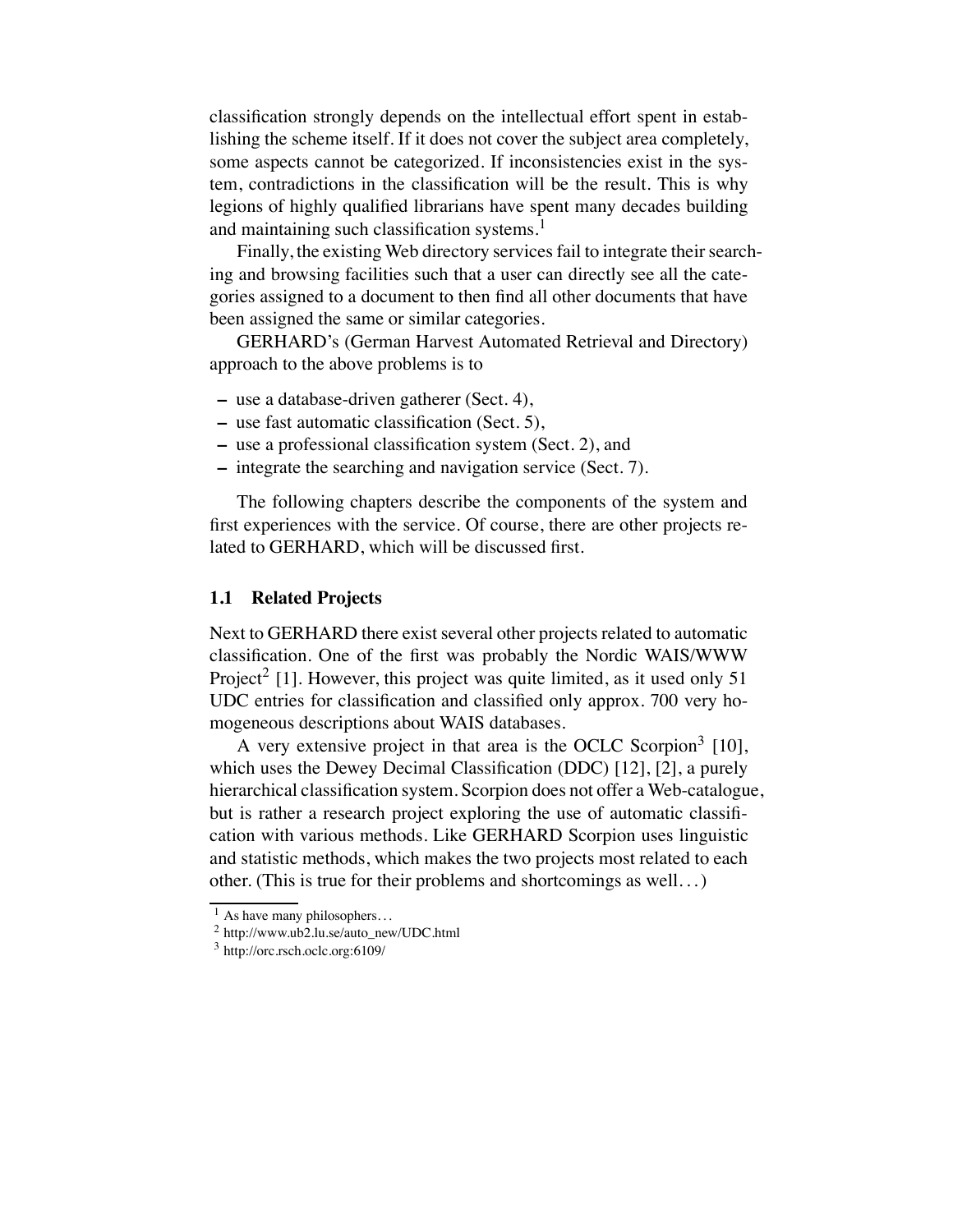classification strongly depends on the intellectual effort spent in establishing the scheme itself. If it does not cover the subject area completely, some aspects cannot be categorized. If inconsistencies exist in the system, contradictions in the classification will be the result. This is why legions of highly qualified librarians have spent many decades building and maintaining such classification systems.[1]

Finally, the existing Web directory services fail to integrate their searching and browsing facilities such that a user can directly see all the categories assigned to a document to then find all other documents that have been assigned the same or similar categories.

GERHARD's (German Harvest Automated Retrieval and Directory) approach to the above problems is to

- use a database-driven gatherer (Sect. 4),
- use fast automatic classification (Sect. 5),
- use a professional classification system (Sect. 2), and
- integrate the searching and navigation service (Sect. 7).

The following chapters describe the components of the system and first experiences with the service. Of course, there are other projects related to GERHARD, which will be discussed first.

### 1.1 Related Projects

Next to GERHARD there exist several other projects related to automatic classification. One of the first was probably the Nordic WAIS/WWW Project[2] [1]. However, this project was quite limited, as it used only 51 UDC entries for classification and classified only approx. 700 very homogeneous descriptions about WAIS databases.

A very extensive project in that area is the OCLC Scorpion[3] [10], which uses the Dewey Decimal Classification (DDC) [12], [2], a purely hierarchical classification system. Scorpion does not offer a Web-catalogue, but is rather a research project exploring the use of automatic classification with various methods. Like GERHARD Scorpion uses linguistic and statistic methods, which makes the two projects most related to each other. (This is true for their problems and shortcomings as well…)

[1] As have many philosophers…

[2] http://www.ub2.lu.se/auto_new/UDC.html

[3] http://orc.rsch.oclc.org:6109/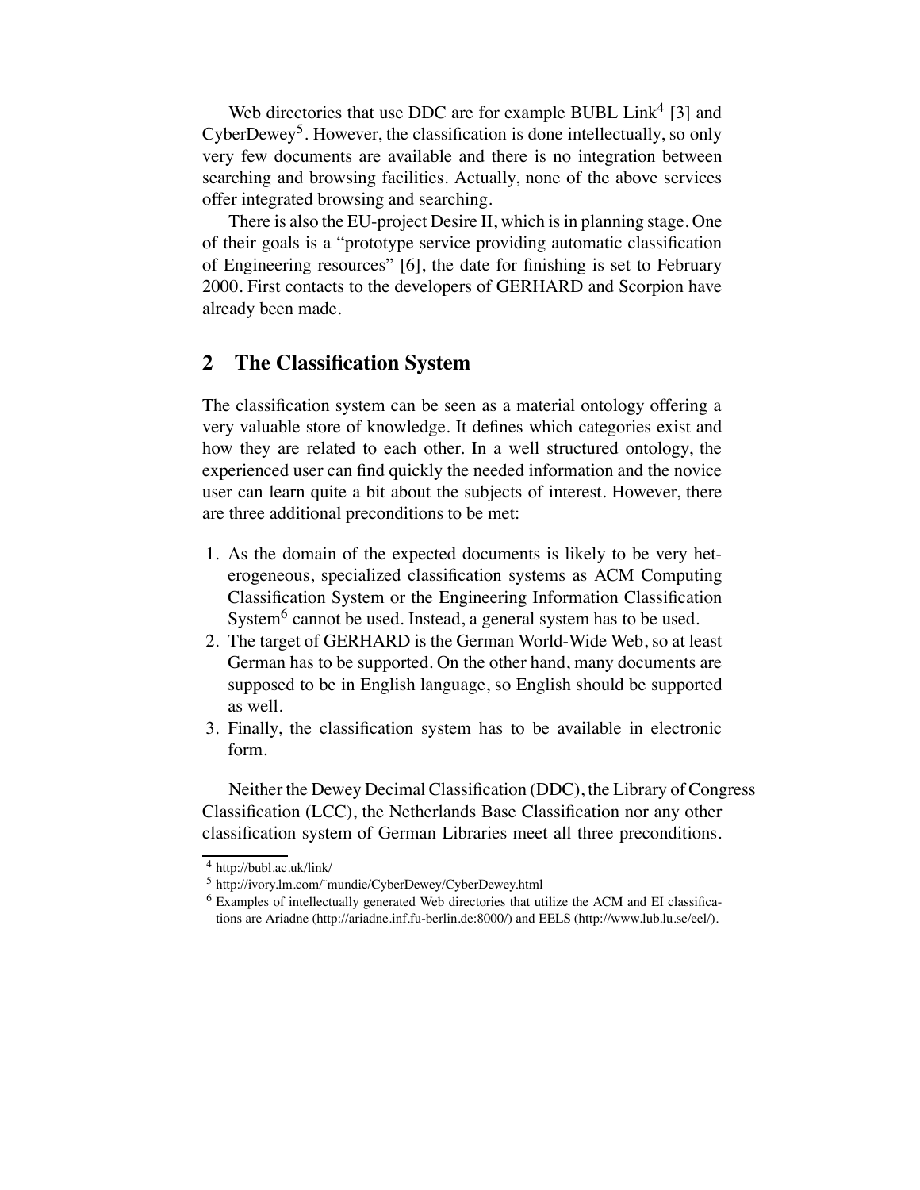Web directories that use DDC are for example BUBL Link[4] [3] and CyberDewey[5]. However, the classification is done intellectually, so only very few documents are available and there is no integration between searching and browsing facilities. Actually, none of the above services offer integrated browsing and searching.

There is also the EU-project Desire II, which is in planning stage. One of their goals is a "prototype service providing automatic classification of Engineering resources" [6], the date for finishing is set to February 2000. First contacts to the developers of GERHARD and Scorpion have already been made.

## 2 The Classification System

The classification system can be seen as a material ontology offering a very valuable store of knowledge. It defines which categories exist and how they are related to each other. In a well structured ontology, the experienced user can find quickly the needed information and the novice user can learn quite a bit about the subjects of interest. However, there are three additional preconditions to be met:

1. As the domain of the expected documents is likely to be very heterogeneous, specialized classification systems as ACM Computing Classification System or the Engineering Information Classification System[6] cannot be used. Instead, a general system has to be used.
2. The target of GERHARD is the German World-Wide Web, so at least German has to be supported. On the other hand, many documents are supposed to be in English language, so English should be supported as well.
3. Finally, the classification system has to be available in electronic form.

Neither the Dewey Decimal Classification (DDC), the Library of Congress Classification (LCC), the Netherlands Base Classification nor any other classification system of German Libraries meet all three preconditions.

---

[4] http://bubl.ac.uk/link/

[5] http://ivory.lm.com/~mundie/CyberDewey/CyberDewey.html

[6] Examples of intellectually generated Web directories that utilize the ACM and EI classifications are Ariadne (http://ariadne.inf.fu-berlin.de:8000/) and EELS (http://www.lub.lu.se/eel/).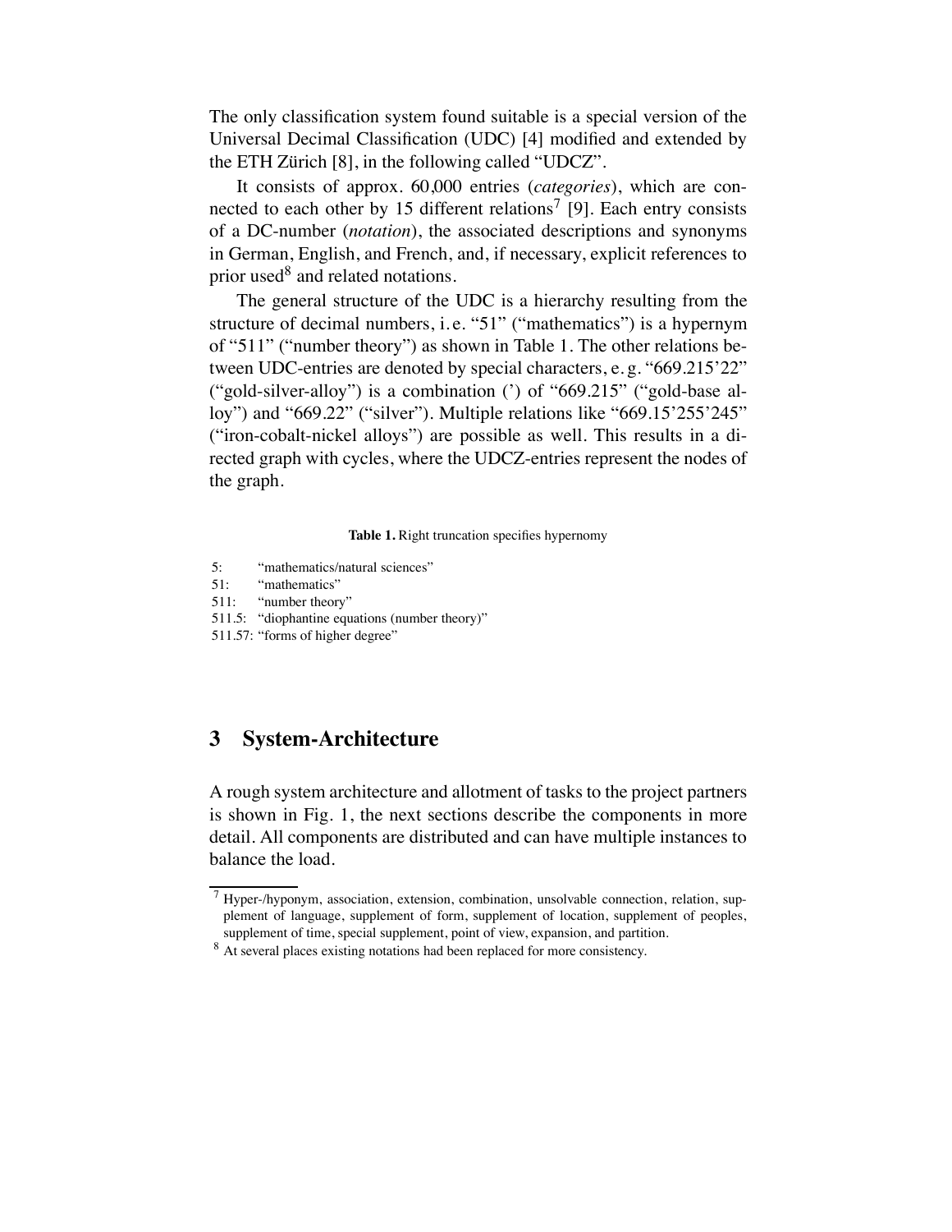The only classification system found suitable is a special version of the Universal Decimal Classification (UDC) [4] modified and extended by the ETH Zürich [8], in the following called "UDCZ".

It consists of approx. 60,000 entries (*categories*), which are connected to each other by 15 different relations[7] [9]. Each entry consists of a DC-number (*notation*), the associated descriptions and synonyms in German, English, and French, and, if necessary, explicit references to prior used[8] and related notations.

The general structure of the UDC is a hierarchy resulting from the structure of decimal numbers, i. e. "51" ("mathematics") is a hypernym of "511" ("number theory") as shown in Table 1. The other relations between UDC-entries are denoted by special characters, e. g. "669.215'22" ("gold-silver-alloy") is a combination (') of "669.215" ("gold-base alloy") and "669.22" ("silver"). Multiple relations like "669.15'255'245" ("iron-cobalt-nickel alloys") are possible as well. This results in a directed graph with cycles, where the UDCZ-entries represent the nodes of the graph.

**Table 1.** Right truncation specifies hypernomy

| | |
|---|---|
| 5: | "mathematics/natural sciences" |
| 51: | "mathematics" |
| 511: | "number theory" |
| 511.5: | "diophantine equations (number theory)" |
| 511.57: | "forms of higher degree" |

## 3 System-Architecture

A rough system architecture and allotment of tasks to the project partners is shown in Fig. 1, the next sections describe the components in more detail. All components are distributed and can have multiple instances to balance the load.

[7] Hyper-/hyponym, association, extension, combination, unsolvable connection, relation, supplement of language, supplement of form, supplement of location, supplement of peoples, supplement of time, special supplement, point of view, expansion, and partition.

[8] At several places existing notations had been replaced for more consistency.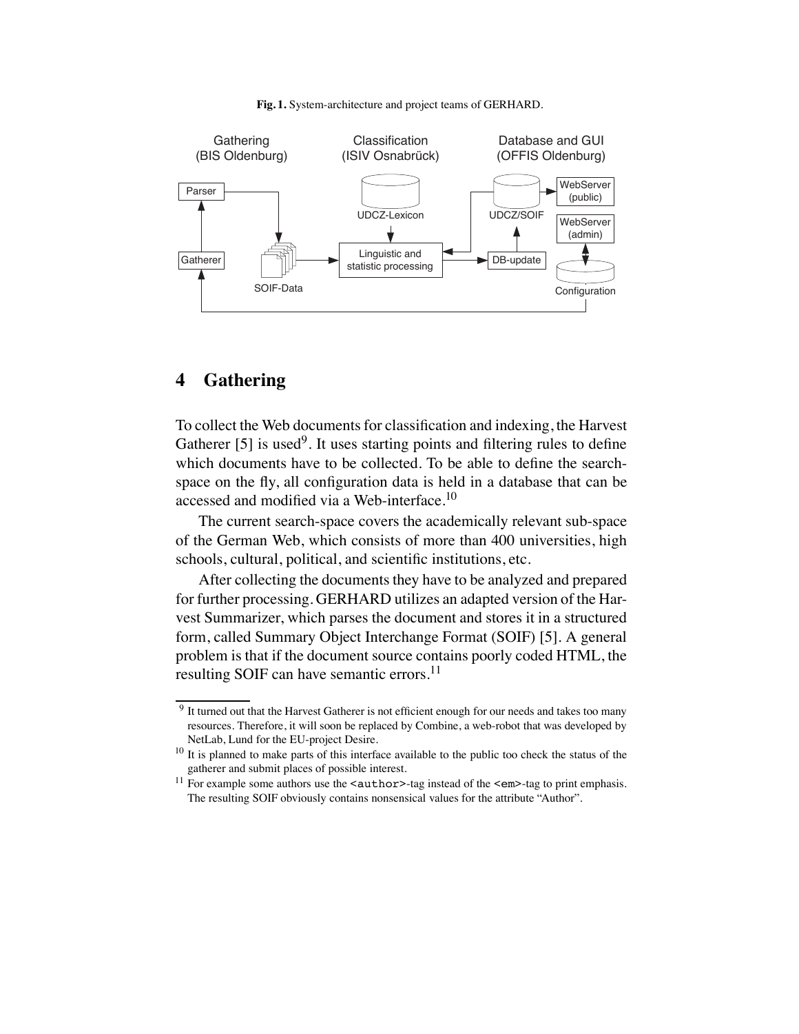**Fig. 1.** System-architecture and project teams of GERHARD.

Gathering
(BIS Oldenburg)

Classification
(ISIV Osnabrück)

Database and GUI
(OFFIS Oldenburg)

Parser

Gatherer

SOIF-Data

UDCZ-Lexicon

Linguistic and
statistic processing

UDCZ/SOIF

DB-update

WebServer
(public)

WebServer
(admin)

Configuration

## 4 Gathering

To collect the Web documents for classification and indexing, the Harvest Gatherer [5] is used[9]. It uses starting points and filtering rules to define which documents have to be collected. To be able to define the search-space on the fly, all configuration data is held in a database that can be accessed and modified via a Web-interface.[10]

The current search-space covers the academically relevant sub-space of the German Web, which consists of more than 400 universities, high schools, cultural, political, and scientific institutions, etc.

After collecting the documents they have to be analyzed and prepared for further processing. GERHARD utilizes an adapted version of the Harvest Summarizer, which parses the document and stores it in a structured form, called Summary Object Interchange Format (SOIF) [5]. A general problem is that if the document source contains poorly coded HTML, the resulting SOIF can have semantic errors.[11]

---

[9] It turned out that the Harvest Gatherer is not efficient enough for our needs and takes too many resources. Therefore, it will soon be replaced by Combine, a web-robot that was developed by NetLab, Lund for the EU-project Desire.

[10] It is planned to make parts of this interface available to the public too check the status of the gatherer and submit places of possible interest.

[11] For example some authors use the `<author>`-tag instead of the `<em>`-tag to print emphasis. The resulting SOIF obviously contains nonsensical values for the attribute "Author".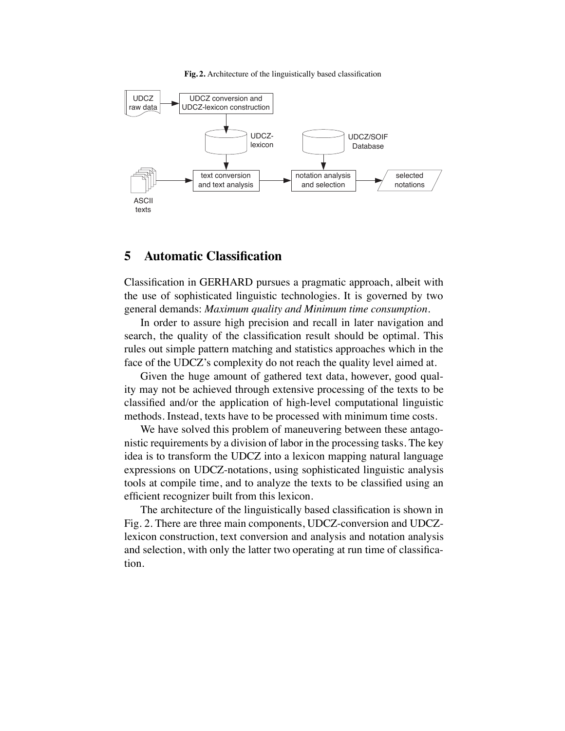**Fig. 2.** Architecture of the linguistically based classification

UDCZ raw data

UDCZ conversion and UDCZ-lexicon construction

UDCZ-lexicon

UDCZ/SOIF Database

ASCII texts

text conversion and text analysis

notation analysis and selection

selected notations

## 5 Automatic Classification

Classification in GERHARD pursues a pragmatic approach, albeit with the use of sophisticated linguistic technologies. It is governed by two general demands: *Maximum quality and Minimum time consumption*.

In order to assure high precision and recall in later navigation and search, the quality of the classification result should be optimal. This rules out simple pattern matching and statistics approaches which in the face of the UDCZ's complexity do not reach the quality level aimed at.

Given the huge amount of gathered text data, however, good quality may not be achieved through extensive processing of the texts to be classified and/or the application of high-level computational linguistic methods. Instead, texts have to be processed with minimum time costs.

We have solved this problem of maneuvering between these antagonistic requirements by a division of labor in the processing tasks. The key idea is to transform the UDCZ into a lexicon mapping natural language expressions on UDCZ-notations, using sophisticated linguistic analysis tools at compile time, and to analyze the texts to be classified using an efficient recognizer built from this lexicon.

The architecture of the linguistically based classification is shown in Fig. 2. There are three main components, UDCZ-conversion and UDCZ-lexicon construction, text conversion and analysis and notation analysis and selection, with only the latter two operating at run time of classification.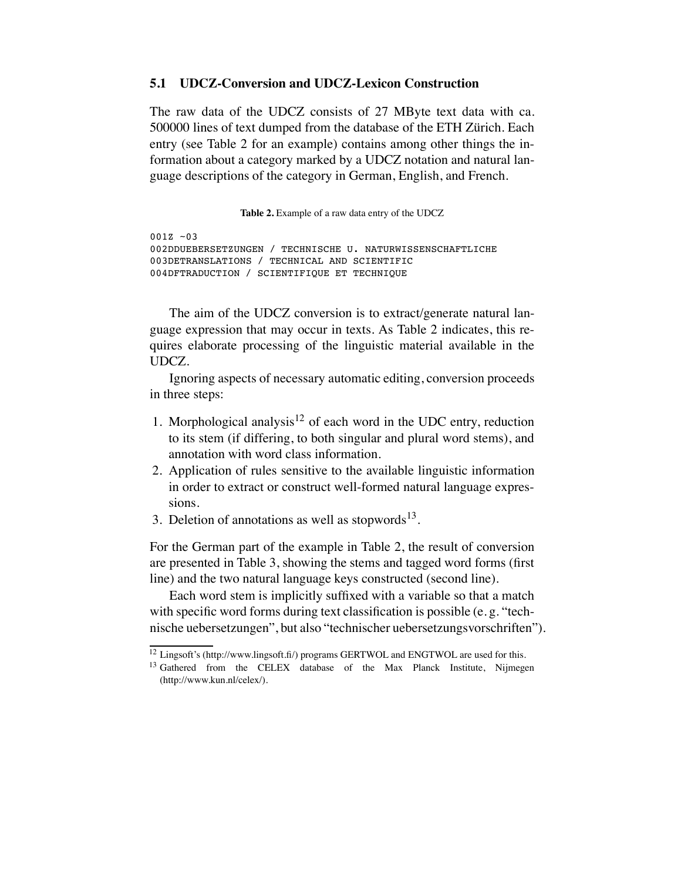### 5.1 UDCZ-Conversion and UDCZ-Lexicon Construction

The raw data of the UDCZ consists of 27 MByte text data with ca. 500000 lines of text dumped from the database of the ETH Zürich. Each entry (see Table 2 for an example) contains among other things the information about a category marked by a UDCZ notation and natural language descriptions of the category in German, English, and French.

**Table 2.** Example of a raw data entry of the UDCZ

```
001Z ~03
002DDUEBERSETZUNGEN / TECHNISCHE U. NATURWISSENSCHAFTLICHE
003DETRANSLATIONS / TECHNICAL AND SCIENTIFIC
004DFTRADUCTION / SCIENTIFIQUE ET TECHNIQUE
```

The aim of the UDCZ conversion is to extract/generate natural language expression that may occur in texts. As Table 2 indicates, this requires elaborate processing of the linguistic material available in the UDCZ.

Ignoring aspects of necessary automatic editing, conversion proceeds in three steps:

1. Morphological analysis[12] of each word in the UDC entry, reduction to its stem (if differing, to both singular and plural word stems), and annotation with word class information.
2. Application of rules sensitive to the available linguistic information in order to extract or construct well-formed natural language expressions.
3. Deletion of annotations as well as stopwords[13].

For the German part of the example in Table 2, the result of conversion are presented in Table 3, showing the stems and tagged word forms (first line) and the two natural language keys constructed (second line).

Each word stem is implicitly suffixed with a variable so that a match with specific word forms during text classification is possible (e. g. "technische uebersetzungen", but also "technischer uebersetzungsvorschriften").

[12] Lingsoft's (http://www.lingsoft.fi/) programs GERTWOL and ENGTWOL are used for this.

[13] Gathered from the CELEX database of the Max Planck Institute, Nijmegen (http://www.kun.nl/celex/).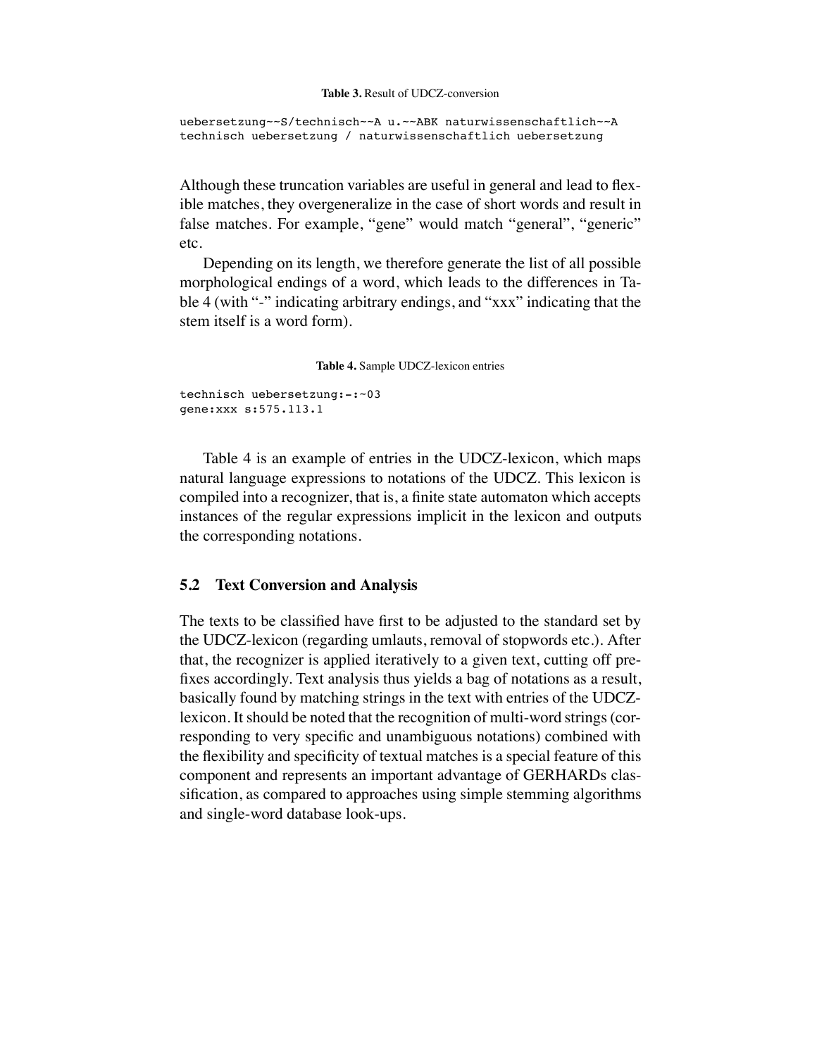**Table 3.** Result of UDCZ-conversion

```
uebersetzung~~S/technisch~~A u.~~ABK naturwissenschaftlich~~A
technisch uebersetzung / naturwissenschaftlich uebersetzung
```

Although these truncation variables are useful in general and lead to flexible matches, they overgeneralize in the case of short words and result in false matches. For example, “gene” would match “general”, “generic” etc.

Depending on its length, we therefore generate the list of all possible morphological endings of a word, which leads to the differences in Table 4 (with “-” indicating arbitrary endings, and “xxx” indicating that the stem itself is a word form).

**Table 4.** Sample UDCZ-lexicon entries

```
technisch uebersetzung:-:~03
gene:xxx s:575.113.1
```

Table 4 is an example of entries in the UDCZ-lexicon, which maps natural language expressions to notations of the UDCZ. This lexicon is compiled into a recognizer, that is, a finite state automaton which accepts instances of the regular expressions implicit in the lexicon and outputs the corresponding notations.

### 5.2 Text Conversion and Analysis

The texts to be classified have first to be adjusted to the standard set by the UDCZ-lexicon (regarding umlauts, removal of stopwords etc.). After that, the recognizer is applied iteratively to a given text, cutting off prefixes accordingly. Text analysis thus yields a bag of notations as a result, basically found by matching strings in the text with entries of the UDCZ-lexicon. It should be noted that the recognition of multi-word strings (corresponding to very specific and unambiguous notations) combined with the flexibility and specificity of textual matches is a special feature of this component and represents an important advantage of GERHARDs classification, as compared to approaches using simple stemming algorithms and single-word database look-ups.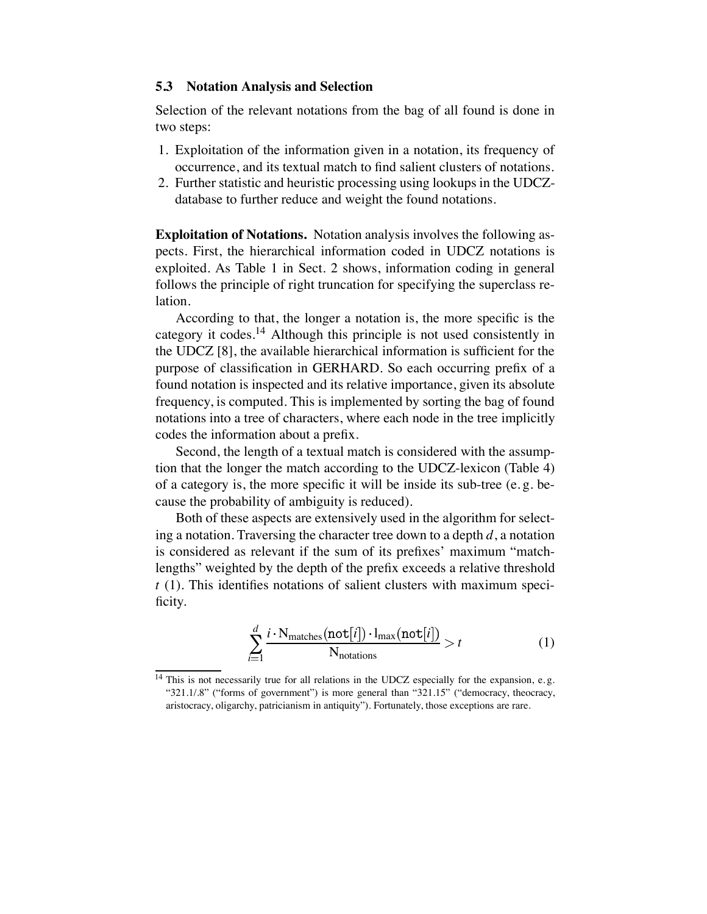### 5.3 Notation Analysis and Selection

Selection of the relevant notations from the bag of all found is done in two steps:

1. Exploitation of the information given in a notation, its frequency of occurrence, and its textual match to find salient clusters of notations.
2. Further statistic and heuristic processing using lookups in the UDCZ-database to further reduce and weight the found notations.

**Exploitation of Notations.** Notation analysis involves the following aspects. First, the hierarchical information coded in UDCZ notations is exploited. As Table 1 in Sect. 2 shows, information coding in general follows the principle of right truncation for specifying the superclass relation.

According to that, the longer a notation is, the more specific is the category it codes.[14] Although this principle is not used consistently in the UDCZ [8], the available hierarchical information is sufficient for the purpose of classification in GERHARD. So each occurring prefix of a found notation is inspected and its relative importance, given its absolute frequency, is computed. This is implemented by sorting the bag of found notations into a tree of characters, where each node in the tree implicitly codes the information about a prefix.

Second, the length of a textual match is considered with the assumption that the longer the match according to the UDCZ-lexicon (Table 4) of a category is, the more specific it will be inside its sub-tree (e. g. because the probability of ambiguity is reduced).

Both of these aspects are extensively used in the algorithm for selecting a notation. Traversing the character tree down to a depth $d$, a notation is considered as relevant if the sum of its prefixes' maximum "match-lengths" weighted by the depth of the prefix exceeds a relative threshold $t$ (1). This identifies notations of salient clusters with maximum specificity.

$$\sum_{i=1}^{d} \frac{i \cdot \mathrm{N}_{\mathrm{matches}}(\mathtt{not}[i]) \cdot \mathrm{l}_{\max}(\mathtt{not}[i])}{\mathrm{N}_{\mathrm{notations}}} > t \qquad (1)$$

[14] This is not necessarily true for all relations in the UDCZ especially for the expansion, e. g. "321.1/.8" ("forms of government") is more general than "321.15" ("democracy, theocracy, aristocracy, oligarchy, patricianism in antiquity"). Fortunately, those exceptions are rare.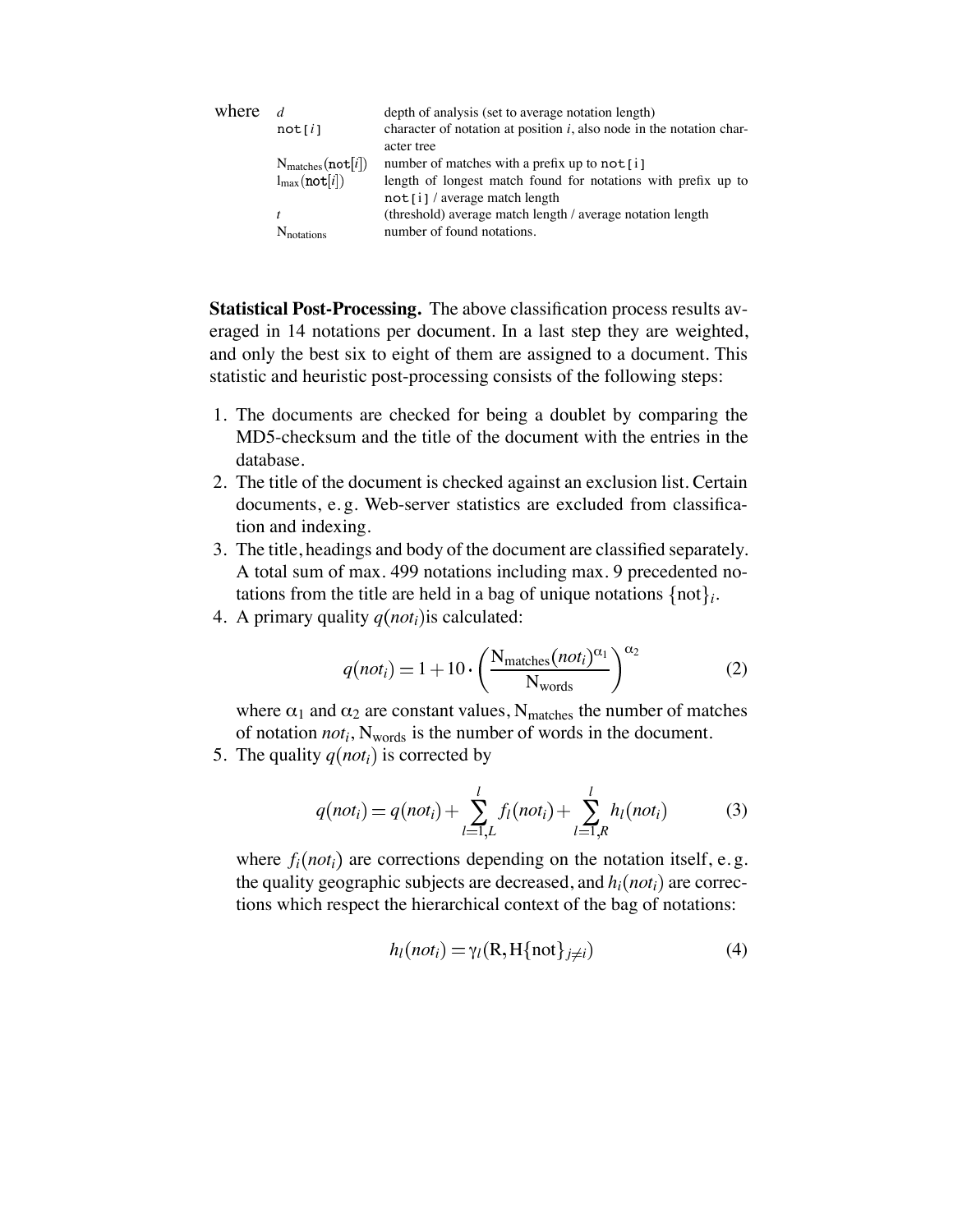where

| | |
|---|---|
| $d$ | depth of analysis (set to average notation length) |
| `not[i]` | character of notation at position $i$, also node in the notation character tree |
| $N_{matches}(\texttt{not}[i])$ | number of matches with a prefix up to `not[i]` |
| $l_{max}(\texttt{not}[i])$ | length of longest match found for notations with prefix up to `not[i]` / average match length |
| $t$ | (threshold) average match length / average notation length |
| $N_{notations}$ | number of found notations. |

**Statistical Post-Processing.** The above classification process results averaged in 14 notations per document. In a last step they are weighted, and only the best six to eight of them are assigned to a document. This statistic and heuristic post-processing consists of the following steps:

1. The documents are checked for being a doublet by comparing the MD5-checksum and the title of the document with the entries in the database.
2. The title of the document is checked against an exclusion list. Certain documents, e. g. Web-server statistics are excluded from classification and indexing.
3. The title, headings and body of the document are classified separately. A total sum of max. 499 notations including max. 9 precedented notations from the title are held in a bag of unique notations $\{\text{not}\}_i$.
4. A primary quality $q(not_i)$is calculated:

$$q(not_i) = 1 + 10 \cdot \left( \frac{\text{N}_{\text{matches}}(not_i)^{\alpha_1}}{\text{N}_{\text{words}}} \right)^{\alpha_2} \tag{2}$$

   where $\alpha_1$ and $\alpha_2$ are constant values, $N_{matches}$ the number of matches of notation $not_i$, $N_{words}$ is the number of words in the document.
5. The quality $q(not_i)$ is corrected by

$$q(not_i) = q(not_i) + \sum_{l=1,L}^{l} f_l(not_i) + \sum_{l=1,R}^{l} h_l(not_i) \tag{3}$$

   where $f_i(not_i)$ are corrections depending on the notation itself, e. g. the quality geographic subjects are decreased, and $h_i(not_i)$ are corrections which respect the hierarchical context of the bag of notations:

$$h_l(not_i) = \gamma_l(\text{R}, \text{H}\{\text{not}\}_{j \neq i}) \tag{4}$$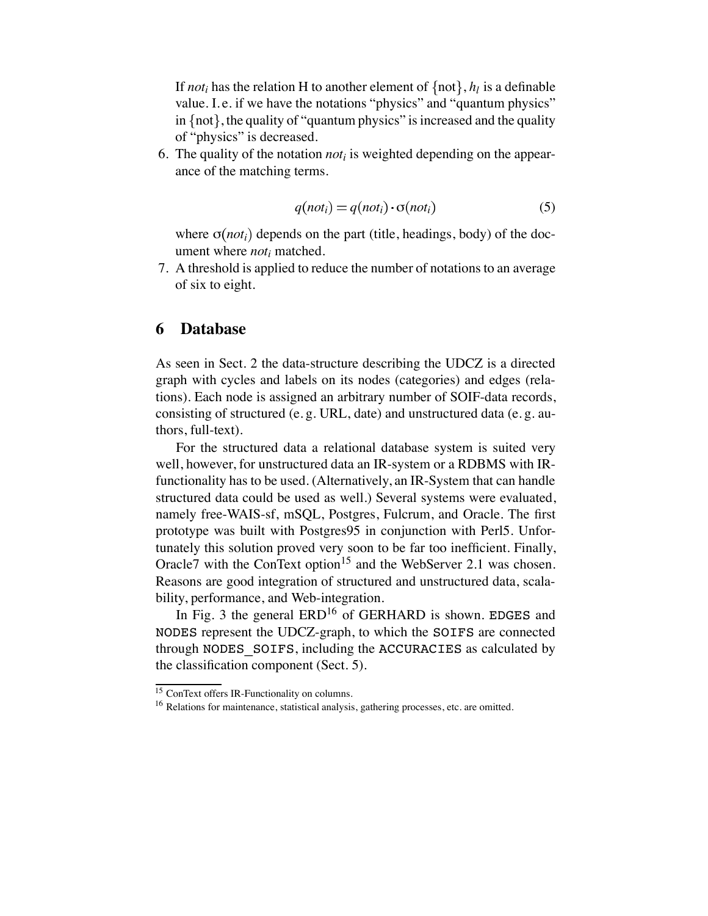If $not_i$ has the relation H to another element of $\{\text{not}\}$, $h_l$ is a definable value. I. e. if we have the notations "physics" and "quantum physics" in $\{\text{not}\}$, the quality of "quantum physics" is increased and the quality of "physics" is decreased.

6. The quality of the notation $not_i$ is weighted depending on the appearance of the matching terms.

$$q(not_i) = q(not_i) \cdot \sigma(not_i) \tag{5}$$

   where $\sigma(not_i)$ depends on the part (title, headings, body) of the document where $not_i$ matched.

7. A threshold is applied to reduce the number of notations to an average of six to eight.

## 6 Database

As seen in Sect. 2 the data-structure describing the UDCZ is a directed graph with cycles and labels on its nodes (categories) and edges (relations). Each node is assigned an arbitrary number of SOIF-data records, consisting of structured (e. g. URL, date) and unstructured data (e. g. authors, full-text).

For the structured data a relational database system is suited very well, however, for unstructured data an IR-system or a RDBMS with IR-functionality has to be used. (Alternatively, an IR-System that can handle structured data could be used as well.) Several systems were evaluated, namely free-WAIS-sf, mSQL, Postgres, Fulcrum, and Oracle. The first prototype was built with Postgres95 in conjunction with Perl5. Unfortunately this solution proved very soon to be far too inefficient. Finally, Oracle7 with the ConText option[15] and the WebServer 2.1 was chosen. Reasons are good integration of structured and unstructured data, scalability, performance, and Web-integration.

In Fig. 3 the general ERD[16] of GERHARD is shown. `EDGES` and `NODES` represent the UDCZ-graph, to which the `SOIFS` are connected through `NODES_SOIFS`, including the `ACCURACIES` as calculated by the classification component (Sect. 5).

[15] ConText offers IR-Functionality on columns.

[16] Relations for maintenance, statistical analysis, gathering processes, etc. are omitted.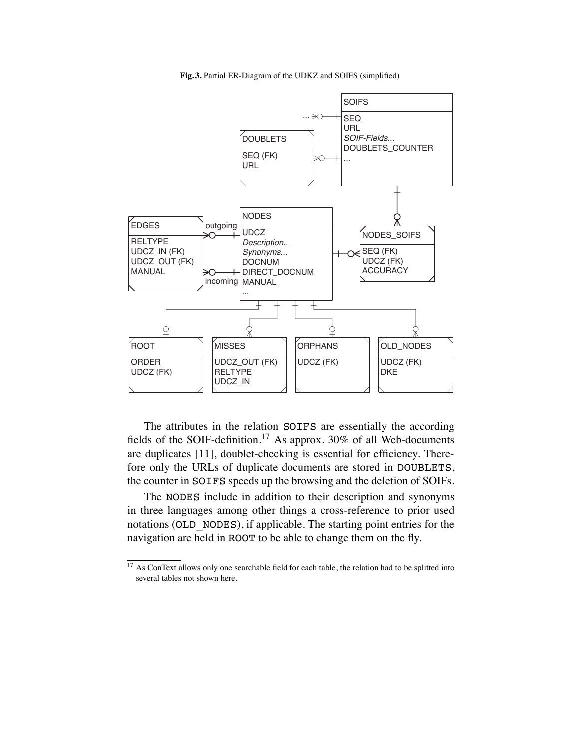**Fig. 3.** Partial ER-Diagram of the UDKZ and SOIFS (simplified)

The attributes in the relation SOIFS are essentially the according fields of the SOIF-definition.[17] As approx. 30% of all Web-documents are duplicates [11], doublet-checking is essential for efficiency. Therefore only the URLs of duplicate documents are stored in DOUBLETS, the counter in SOIFS speeds up the browsing and the deletion of SOIFs.

The NODES include in addition to their description and synonyms in three languages among other things a cross-reference to prior used notations (OLD_NODES), if applicable. The starting point entries for the navigation are held in ROOT to be able to change them on the fly.

[17] As ConText allows only one searchable field for each table, the relation had to be splitted into several tables not shown here.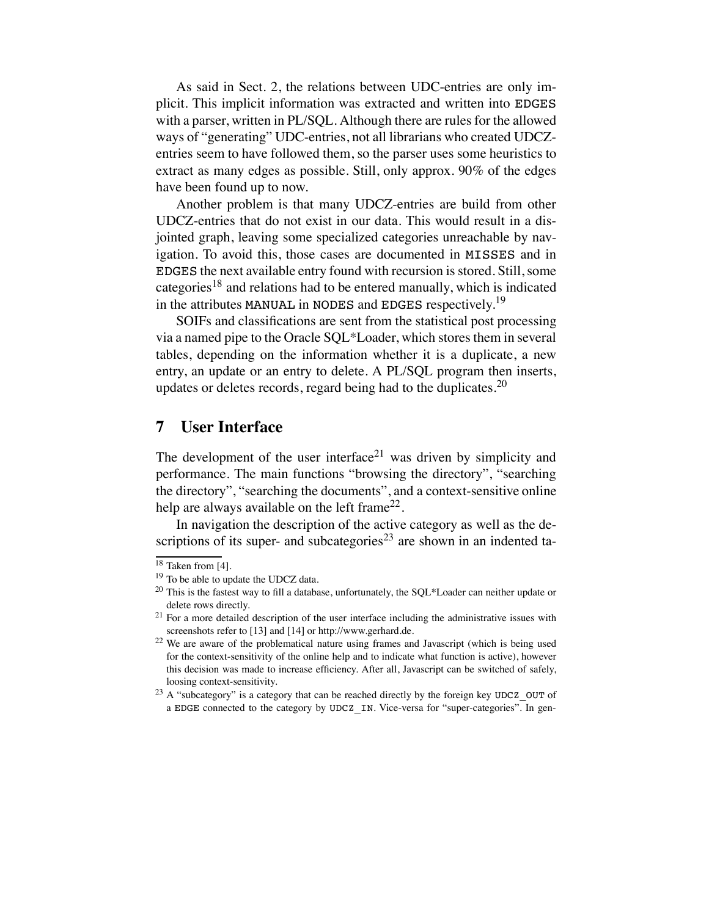As said in Sect. 2, the relations between UDC-entries are only implicit. This implicit information was extracted and written into EDGES with a parser, written in PL/SQL. Although there are rules for the allowed ways of "generating" UDC-entries, not all librarians who created UDCZ-entries seem to have followed them, so the parser uses some heuristics to extract as many edges as possible. Still, only approx. 90% of the edges have been found up to now.

Another problem is that many UDCZ-entries are build from other UDCZ-entries that do not exist in our data. This would result in a disjointed graph, leaving some specialized categories unreachable by navigation. To avoid this, those cases are documented in MISSES and in EDGES the next available entry found with recursion is stored. Still, some categories[18] and relations had to be entered manually, which is indicated in the attributes MANUAL in NODES and EDGES respectively.[19]

SOIFs and classifications are sent from the statistical post processing via a named pipe to the Oracle SQL*Loader, which stores them in several tables, depending on the information whether it is a duplicate, a new entry, an update or an entry to delete. A PL/SQL program then inserts, updates or deletes records, regard being had to the duplicates.[20]

## 7 User Interface

The development of the user interface[21] was driven by simplicity and performance. The main functions "browsing the directory", "searching the directory", "searching the documents", and a context-sensitive online help are always available on the left frame[22].

In navigation the description of the active category as well as the descriptions of its super- and subcategories[23] are shown in an indented ta-

---

[18] Taken from [4].

[19] To be able to update the UDCZ data.

[20] This is the fastest way to fill a database, unfortunately, the SQL*Loader can neither update or delete rows directly.

[21] For a more detailed description of the user interface including the administrative issues with screenshots refer to [13] and [14] or http://www.gerhard.de.

[22] We are aware of the problematical nature using frames and Javascript (which is being used for the context-sensitivity of the online help and to indicate what function is active), however this decision was made to increase efficiency. After all, Javascript can be switched of safely, loosing context-sensitivity.

[23] A "subcategory" is a category that can be reached directly by the foreign key UDCZ_OUT of a EDGE connected to the category by UDCZ_IN. Vice-versa for "super-categories". In gen-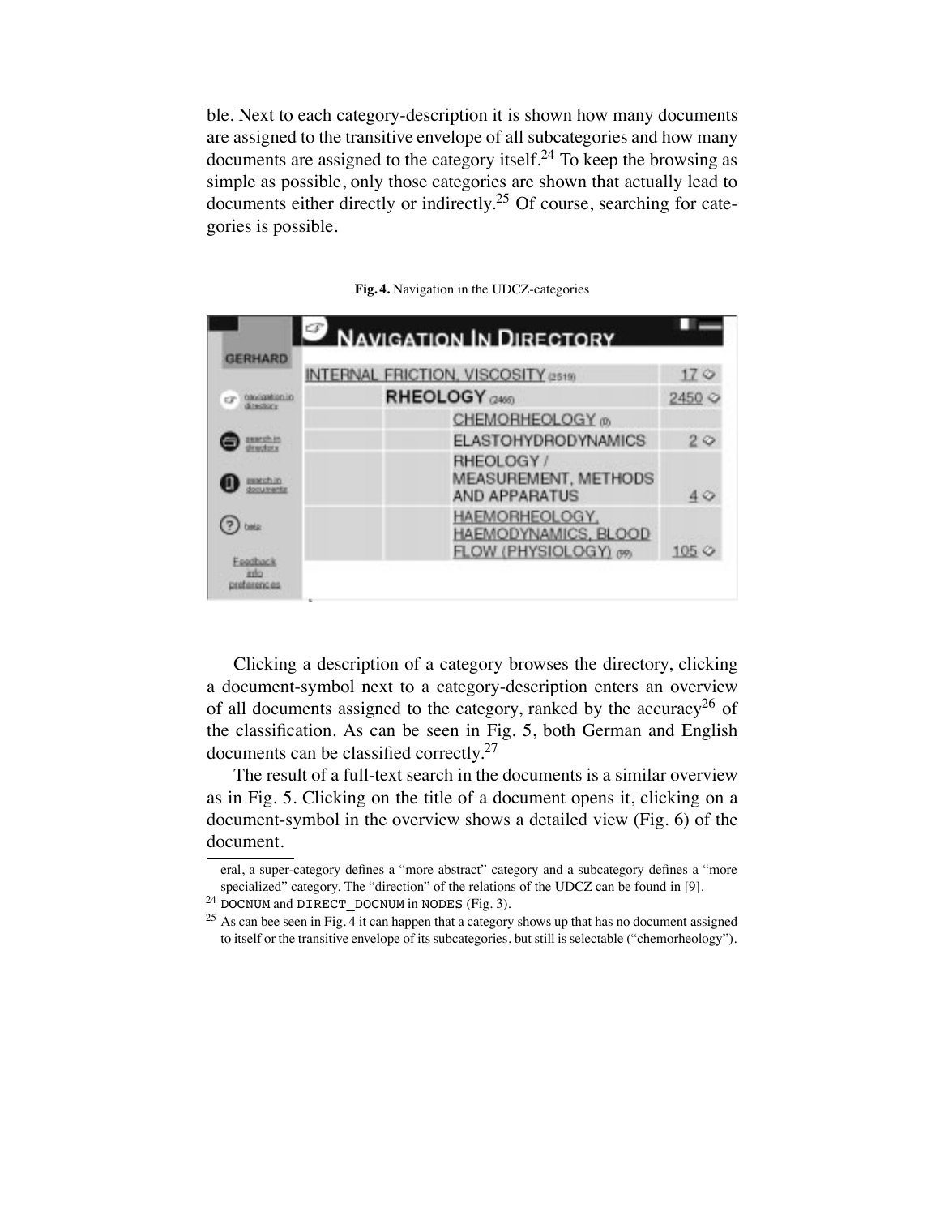ble. Next to each category-description it is shown how many documents are assigned to the transitive envelope of all subcategories and how many documents are assigned to the category itself.[24] To keep the browsing as simple as possible, only those categories are shown that actually lead to documents either directly or indirectly.[25] Of course, searching for categories is possible.

**Fig. 4.** Navigation in the UDCZ-categories

Clicking a description of a category browses the directory, clicking a document-symbol next to a category-description enters an overview of all documents assigned to the category, ranked by the accuracy[26] of the classification. As can be seen in Fig. 5, both German and English documents can be classified correctly.[27]

The result of a full-text search in the documents is a similar overview as in Fig. 5. Clicking on the title of a document opens it, clicking on a document-symbol in the overview shows a detailed view (Fig. 6) of the document.

---

eral, a super-category defines a "more abstract" category and a subcategory defines a "more specialized" category. The "direction" of the relations of the UDCZ can be found in [9].

[24] DOCNUM and DIRECT_DOCNUM in NODES (Fig. 3).

[25] As can bee seen in Fig. 4 it can happen that a category shows up that has no document assigned to itself or the transitive envelope of its subcategories, but still is selectable ("chemorheology").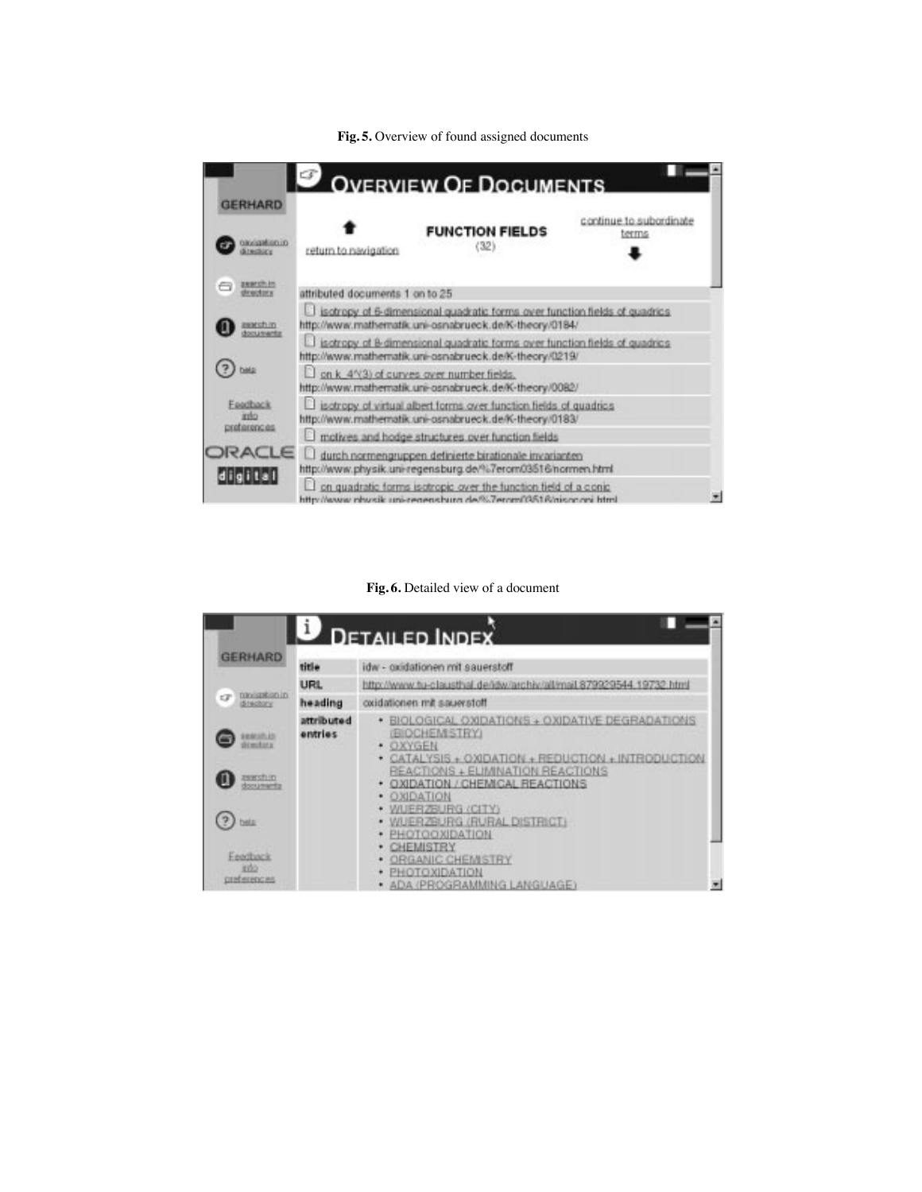**Fig. 5.** Overview of found assigned documents

**Fig. 6.** Detailed view of a document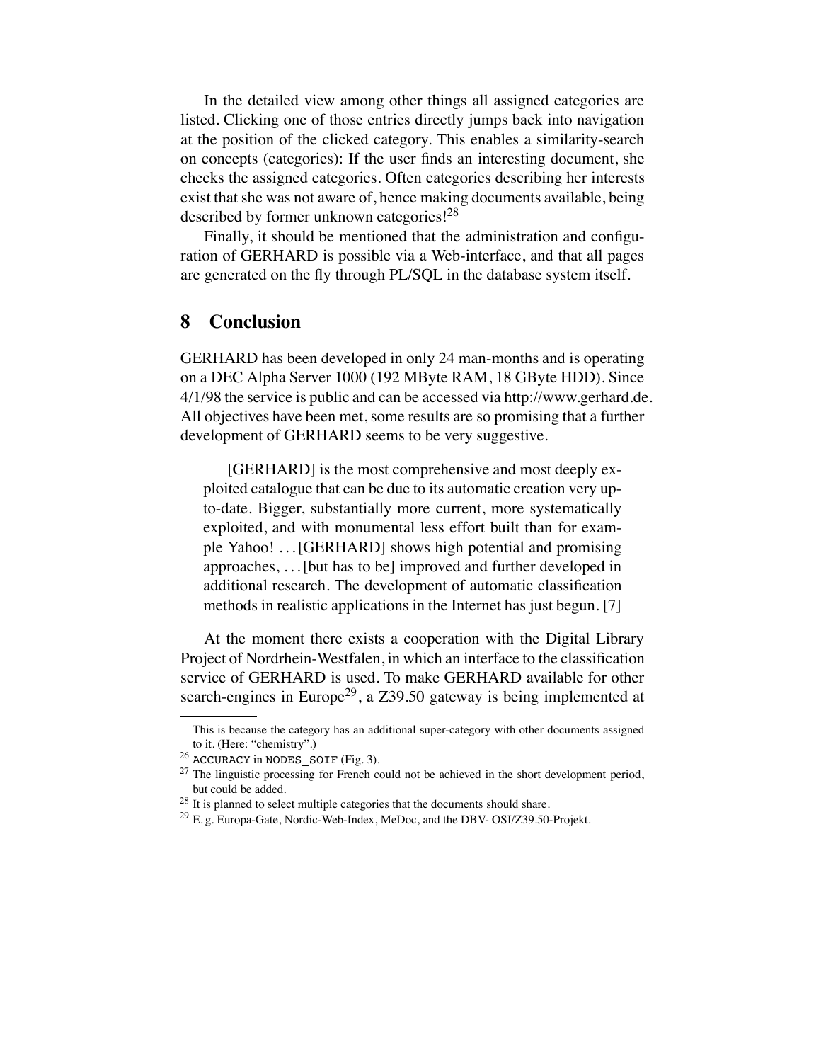In the detailed view among other things all assigned categories are listed. Clicking one of those entries directly jumps back into navigation at the position of the clicked category. This enables a similarity-search on concepts (categories): If the user finds an interesting document, she checks the assigned categories. Often categories describing her interests exist that she was not aware of, hence making documents available, being described by former unknown categories![28]

Finally, it should be mentioned that the administration and configuration of GERHARD is possible via a Web-interface, and that all pages are generated on the fly through PL/SQL in the database system itself.

## 8 Conclusion

GERHARD has been developed in only 24 man-months and is operating on a DEC Alpha Server 1000 (192 MByte RAM, 18 GByte HDD). Since 4/1/98 the service is public and can be accessed via http://www.gerhard.de. All objectives have been met, some results are so promising that a further development of GERHARD seems to be very suggestive.

> [GERHARD] is the most comprehensive and most deeply exploited catalogue that can be due to its automatic creation very up-to-date. Bigger, substantially more current, more systematically exploited, and with monumental less effort built than for example Yahoo! ...[GERHARD] shows high potential and promising approaches, ...[but has to be] improved and further developed in additional research. The development of automatic classification methods in realistic applications in the Internet has just begun. [7]

At the moment there exists a cooperation with the Digital Library Project of Nordrhein-Westfalen, in which an interface to the classification service of GERHARD is used. To make GERHARD available for other search-engines in Europe[29], a Z39.50 gateway is being implemented at

---

This is because the category has an additional super-category with other documents assigned to it. (Here: "chemistry".)

[26] `ACCURACY` in `NODES_SOIF` (Fig. 3).

[27] The linguistic processing for French could not be achieved in the short development period, but could be added.

[28] It is planned to select multiple categories that the documents should share.

[29] E. g. Europa-Gate, Nordic-Web-Index, MeDoc, and the DBV- OSI/Z39.50-Projekt.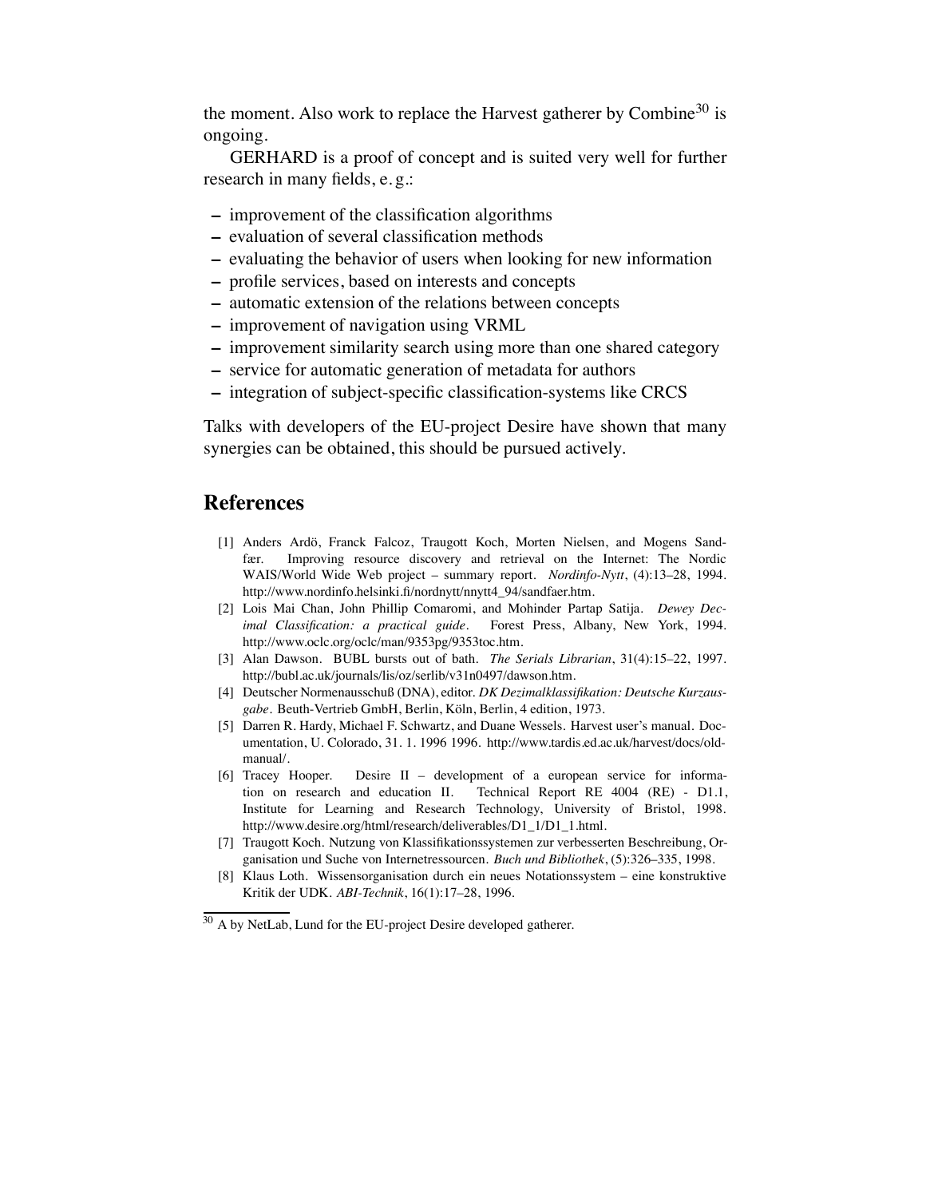the moment. Also work to replace the Harvest gatherer by Combine[30] is ongoing.

GERHARD is a proof of concept and is suited very well for further research in many fields, e. g.:

- improvement of the classification algorithms
- evaluation of several classification methods
- evaluating the behavior of users when looking for new information
- profile services, based on interests and concepts
- automatic extension of the relations between concepts
- improvement of navigation using VRML
- improvement similarity search using more than one shared category
- service for automatic generation of metadata for authors
- integration of subject-specific classification-systems like CRCS

Talks with developers of the EU-project Desire have shown that many synergies can be obtained, this should be pursued actively.

## References

[1] Anders Ardö, Franck Falcoz, Traugott Koch, Morten Nielsen, and Mogens Sandfær. Improving resource discovery and retrieval on the Internet: The Nordic WAIS/World Wide Web project – summary report. *Nordinfo-Nytt*, (4):13–28, 1994. http://www.nordinfo.helsinki.fi/nordnytt/nnytt4_94/sandfaer.htm.

[2] Lois Mai Chan, John Phillip Comaromi, and Mohinder Partap Satija. *Dewey Decimal Classification: a practical guide*. Forest Press, Albany, New York, 1994. http://www.oclc.org/oclc/man/9353pg/9353toc.htm.

[3] Alan Dawson. BUBL bursts out of bath. *The Serials Librarian*, 31(4):15–22, 1997. http://bubl.ac.uk/journals/lis/oz/serlib/v31n0497/dawson.htm.

[4] Deutscher Normenausschuß (DNA), editor. *DK Dezimalklassifikation: Deutsche Kurzausgabe*. Beuth-Vertrieb GmbH, Berlin, Köln, Berlin, 4 edition, 1973.

[5] Darren R. Hardy, Michael F. Schwartz, and Duane Wessels. Harvest user's manual. Documentation, U. Colorado, 31. 1. 1996 1996. http://www.tardis.ed.ac.uk/harvest/docs/old-manual/.

[6] Tracey Hooper. Desire II – development of a european service for information on research and education II. Technical Report RE 4004 (RE) - D1.1, Institute for Learning and Research Technology, University of Bristol, 1998. http://www.desire.org/html/research/deliverables/D1_1/D1_1.html.

[7] Traugott Koch. Nutzung von Klassifikationssystemen zur verbesserten Beschreibung, Organisation und Suche von Internetressourcen. *Buch und Bibliothek*, (5):326–335, 1998.

[8] Klaus Loth. Wissensorganisation durch ein neues Notationssystem – eine konstruktive Kritik der UDK. *ABI-Technik*, 16(1):17–28, 1996.

[30] A by NetLab, Lund for the EU-project Desire developed gatherer.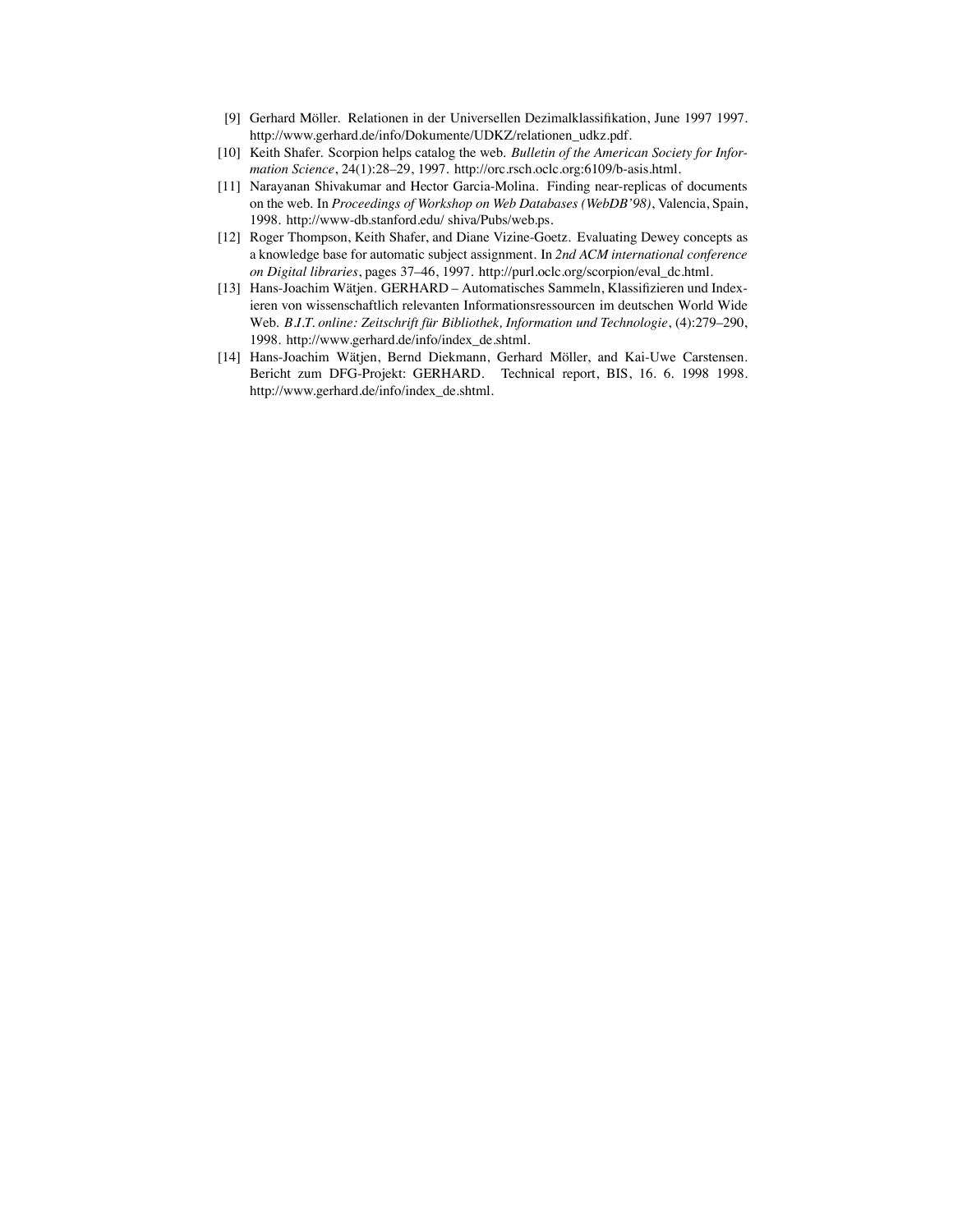[9] Gerhard Möller. Relationen in der Universellen Dezimalklassifikation, June 1997 1997. http://www.gerhard.de/info/Dokumente/UDKZ/relationen_udkz.pdf.

[10] Keith Shafer. Scorpion helps catalog the web. *Bulletin of the American Society for Information Science*, 24(1):28–29, 1997. http://orc.rsch.oclc.org:6109/b-asis.html.

[11] Narayanan Shivakumar and Hector Garcia-Molina. Finding near-replicas of documents on the web. In *Proceedings of Workshop on Web Databases (WebDB'98)*, Valencia, Spain, 1998. http://www-db.stanford.edu/ shiva/Pubs/web.ps.

[12] Roger Thompson, Keith Shafer, and Diane Vizine-Goetz. Evaluating Dewey concepts as a knowledge base for automatic subject assignment. In *2nd ACM international conference on Digital libraries*, pages 37–46, 1997. http://purl.oclc.org/scorpion/eval_dc.html.

[13] Hans-Joachim Wätjen. GERHARD – Automatisches Sammeln, Klassifizieren und Indexieren von wissenschaftlich relevanten Informationsressourcen im deutschen World Wide Web. *B.I.T. online: Zeitschrift für Bibliothek, Information und Technologie*, (4):279–290, 1998. http://www.gerhard.de/info/index_de.shtml.

[14] Hans-Joachim Wätjen, Bernd Diekmann, Gerhard Möller, and Kai-Uwe Carstensen. Bericht zum DFG-Projekt: GERHARD. Technical report, BIS, 16. 6. 1998 1998. http://www.gerhard.de/info/index_de.shtml.